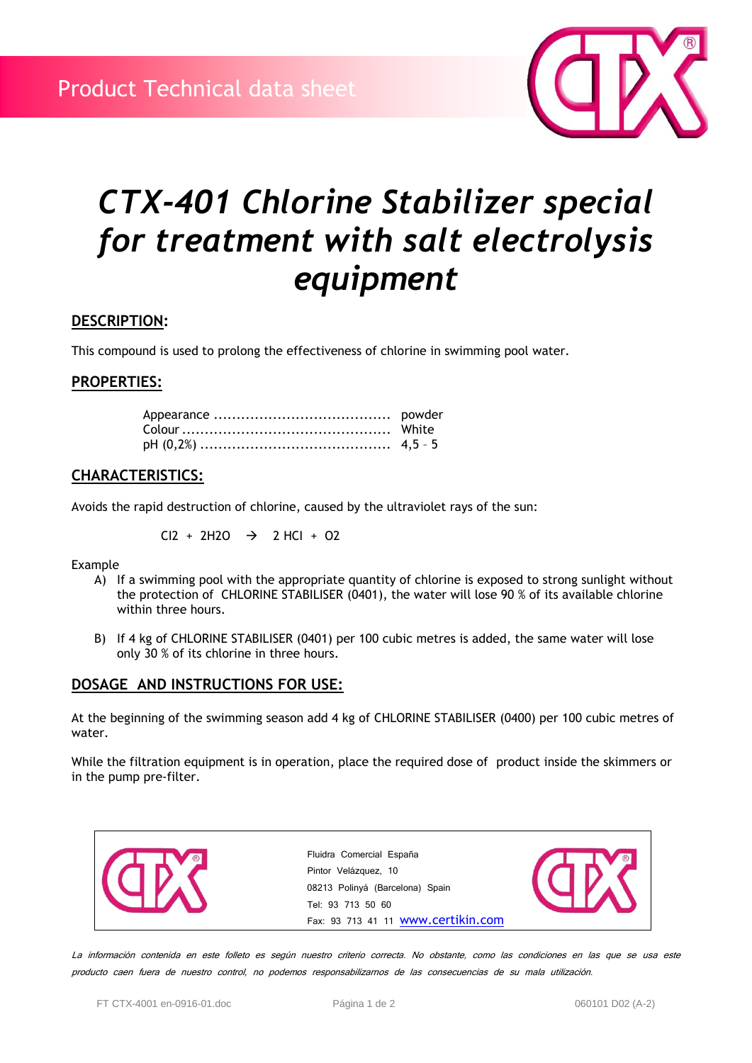Product Technical data sheet

# *CTX-401 Chlorine Stabilizer special for treatment with salt electrolysis equipment*

## DESCRIPTION:

This compound is used to prolong the effectiveness of chlorine in swimming pool water.

## PROPERTIES:

Appearance ....................................... powder
Colour ............................................... White
pH (0,2%) .......................................... 4,5 – 5

## CHARACTERISTICS:

Avoids the rapid destruction of chlorine, caused by the ultraviolet rays of the sun:

$$Cl_2 + 2H_2O \rightarrow 2\ HCl + O_2$$

Example

A) If a swimming pool with the appropriate quantity of chlorine is exposed to strong sunlight without the protection of CHLORINE STABILISER (0401), the water will lose 90 % of its available chlorine within three hours.

B) If 4 kg of CHLORINE STABILISER (0401) per 100 cubic metres is added, the same water will lose only 30 % of its chlorine in three hours.

## DOSAGE AND INSTRUCTIONS FOR USE:

At the beginning of the swimming season add 4 kg of CHLORINE STABILISER (0400) per 100 cubic metres of water.

While the filtration equipment is in operation, place the required dose of product inside the skimmers or in the pump pre-filter.

Fluidra Comercial España
Pintor Velázquez, 10
08213 Polinyà (Barcelona) Spain
Tel: 93 713 50 60
Fax: 93 713 41 11 www.certikin.com

*La información contenida en este folleto es según nuestro criterio correcta. No obstante, como las condiciones en las que se usa este producto caen fuera de nuestro control, no podemos responsabilizarnos de las consecuencias de su mala utilización.*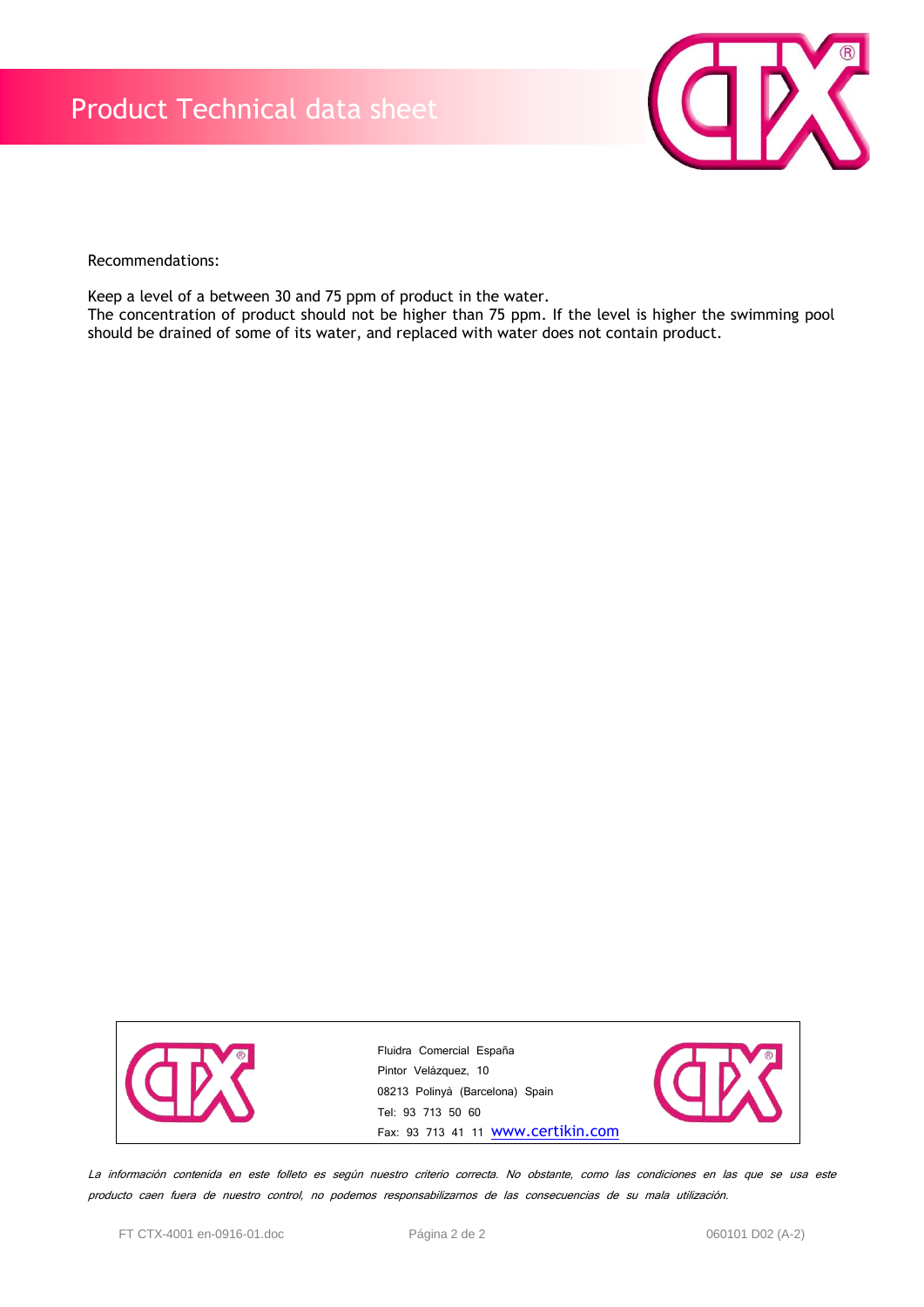Recommendations:

Keep a level of a between 30 and 75 ppm of product in the water.
The concentration of product should not be higher than 75 ppm. If the level is higher the swimming pool should be drained of some of its water, and replaced with water does not contain product.

Fluidra Comercial España
Pintor Velázquez, 10
08213 Polinyà (Barcelona) Spain
Tel: 93 713 50 60
Fax: 93 713 41 11 www.certikin.com

*La información contenida en este folleto es según nuestro criterio correcta. No obstante, como las condiciones en las que se usa este producto caen fuera de nuestro control, no podemos responsabilizarnos de las consecuencias de su mala utilización.*